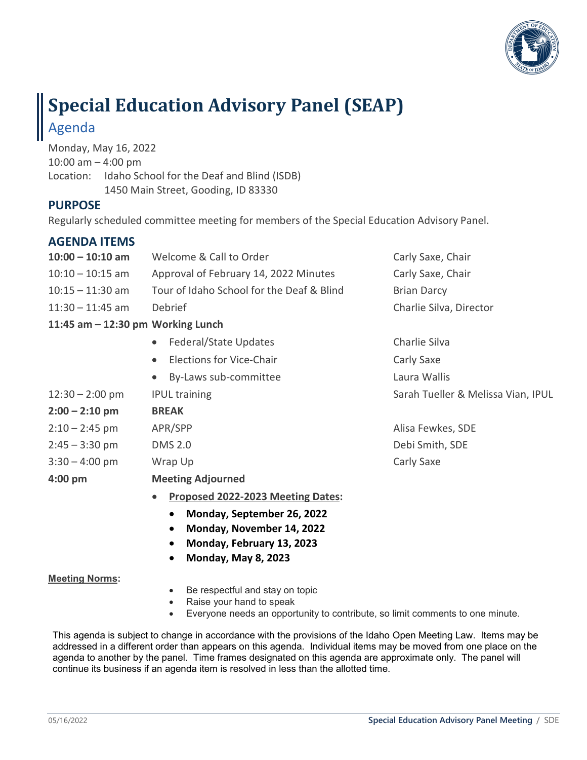# Special Education Advisory Panel (SEAP)

## Agenda

Monday, May 16, 2022
10:00 am – 4:00 pm
Location: Idaho School for the Deaf and Blind (ISDB)
1450 Main Street, Gooding, ID 83330

### PURPOSE

Regularly scheduled committee meeting for members of the Special Education Advisory Panel.

### AGENDA ITEMS

| Time | Item | Presenter |
|---|---|---|
| **10:00 – 10:10 am** | Welcome & Call to Order | Carly Saxe, Chair |
| 10:10 – 10:15 am | Approval of February 14, 2022 Minutes | Carly Saxe, Chair |
| 10:15 – 11:30 am | Tour of Idaho School for the Deaf & Blind | Brian Darcy |
| 11:30 – 11:45 am | Debrief | Charlie Silva, Director |
| **11:45 am – 12:30 pm** | **Working Lunch** | |
| | • Federal/State Updates | Charlie Silva |
| | • Elections for Vice-Chair | Carly Saxe |
| | • By-Laws sub-committee | Laura Wallis |
| 12:30 – 2:00 pm | IPUL training | Sarah Tueller & Melissa Vian, IPUL |
| **2:00 – 2:10 pm** | **BREAK** | |
| 2:10 – 2:45 pm | APR/SPP | Alisa Fewkes, SDE |
| 2:45 – 3:30 pm | DMS 2.0 | Debi Smith, SDE |
| 3:30 – 4:00 pm | Wrap Up | Carly Saxe |
| **4:00 pm** | **Meeting Adjourned** | |

- **Proposed 2022-2023 Meeting Dates:**
  - **Monday, September 26, 2022**
  - **Monday, November 14, 2022**
  - **Monday, February 13, 2023**
  - **Monday, May 8, 2023**

**Meeting Norms:**

- Be respectful and stay on topic
- Raise your hand to speak
- Everyone needs an opportunity to contribute, so limit comments to one minute.

This agenda is subject to change in accordance with the provisions of the Idaho Open Meeting Law. Items may be addressed in a different order than appears on this agenda. Individual items may be moved from one place on the agenda to another by the panel. Time frames designated on this agenda are approximate only. The panel will continue its business if an agenda item is resolved in less than the allotted time.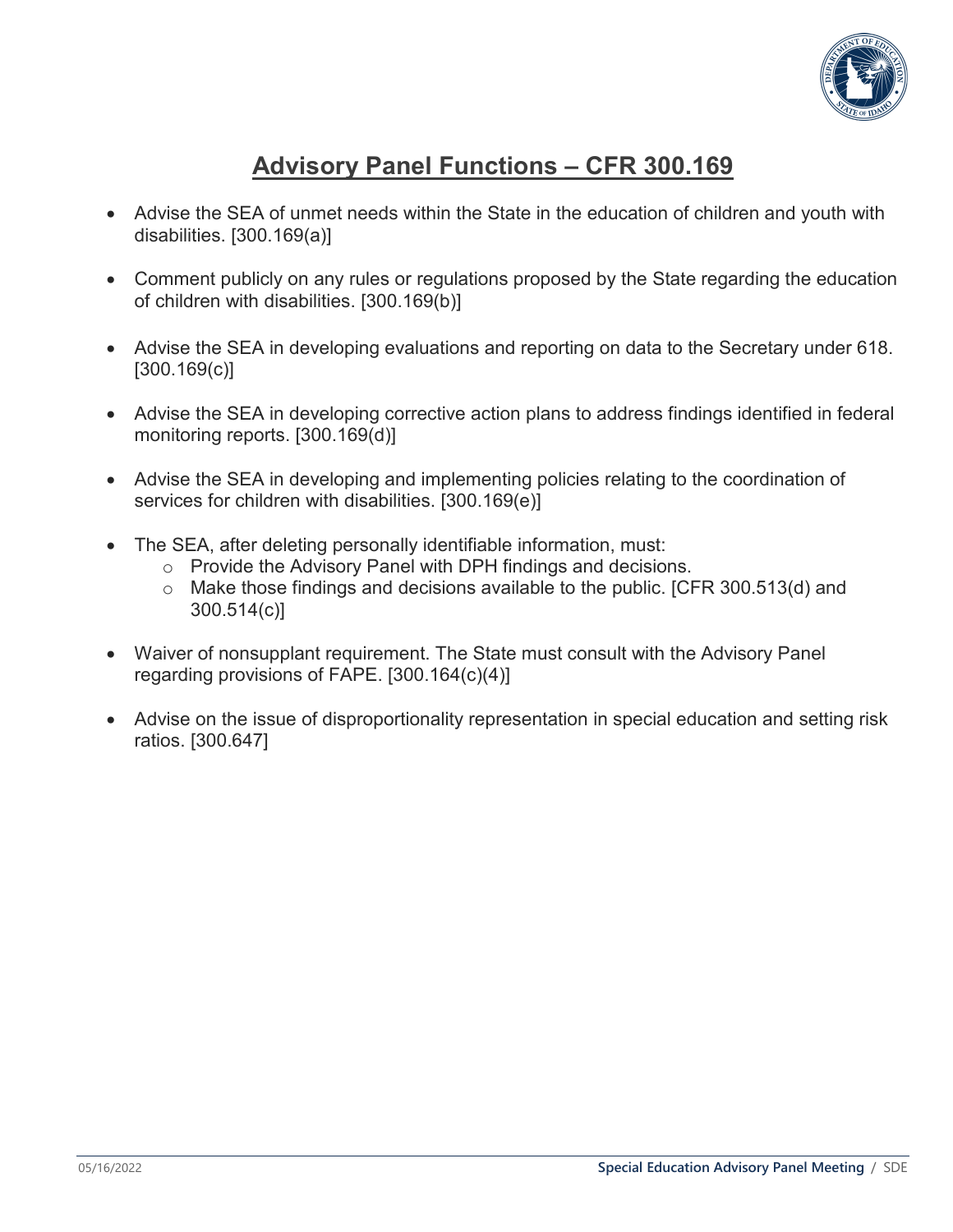# Advisory Panel Functions – CFR 300.169

- Advise the SEA of unmet needs within the State in the education of children and youth with disabilities. [300.169(a)]
- Comment publicly on any rules or regulations proposed by the State regarding the education of children with disabilities. [300.169(b)]
- Advise the SEA in developing evaluations and reporting on data to the Secretary under 618. [300.169(c)]
- Advise the SEA in developing corrective action plans to address findings identified in federal monitoring reports. [300.169(d)]
- Advise the SEA in developing and implementing policies relating to the coordination of services for children with disabilities. [300.169(e)]
- The SEA, after deleting personally identifiable information, must:
  - Provide the Advisory Panel with DPH findings and decisions.
  - Make those findings and decisions available to the public. [CFR 300.513(d) and 300.514(c)]
- Waiver of nonsupplant requirement. The State must consult with the Advisory Panel regarding provisions of FAPE. [300.164(c)(4)]
- Advise on the issue of disproportionality representation in special education and setting risk ratios. [300.647]